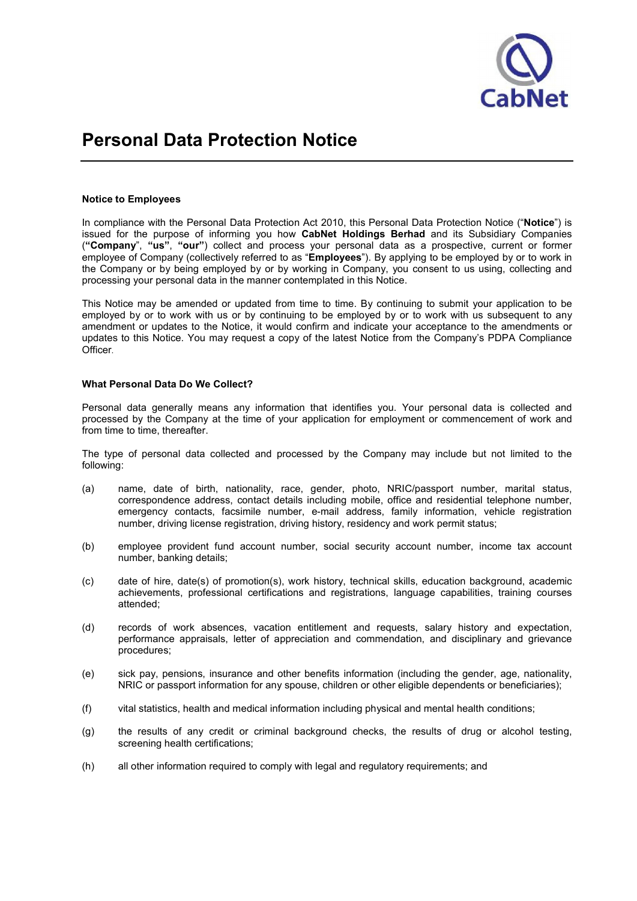# Personal Data Protection Notice

**Notice to Employees**

In compliance with the Personal Data Protection Act 2010, this Personal Data Protection Notice ("**Notice**") is issued for the purpose of informing you how **CabNet Holdings Berhad** and its Subsidiary Companies (**"Company"**, **"us"**, **"our"**) collect and process your personal data as a prospective, current or former employee of Company (collectively referred to as "**Employees**"). By applying to be employed by or to work in the Company or by being employed by or by working in Company, you consent to us using, collecting and processing your personal data in the manner contemplated in this Notice.

This Notice may be amended or updated from time to time. By continuing to submit your application to be employed by or to work with us or by continuing to be employed by or to work with us subsequent to any amendment or updates to the Notice, it would confirm and indicate your acceptance to the amendments or updates to this Notice. You may request a copy of the latest Notice from the Company's PDPA Compliance Officer.

**What Personal Data Do We Collect?**

Personal data generally means any information that identifies you. Your personal data is collected and processed by the Company at the time of your application for employment or commencement of work and from time to time, thereafter.

The type of personal data collected and processed by the Company may include but not limited to the following:

(a) name, date of birth, nationality, race, gender, photo, NRIC/passport number, marital status, correspondence address, contact details including mobile, office and residential telephone number, emergency contacts, facsimile number, e-mail address, family information, vehicle registration number, driving license registration, driving history, residency and work permit status;

(b) employee provident fund account number, social security account number, income tax account number, banking details;

(c) date of hire, date(s) of promotion(s), work history, technical skills, education background, academic achievements, professional certifications and registrations, language capabilities, training courses attended;

(d) records of work absences, vacation entitlement and requests, salary history and expectation, performance appraisals, letter of appreciation and commendation, and disciplinary and grievance procedures;

(e) sick pay, pensions, insurance and other benefits information (including the gender, age, nationality, NRIC or passport information for any spouse, children or other eligible dependents or beneficiaries);

(f) vital statistics, health and medical information including physical and mental health conditions;

(g) the results of any credit or criminal background checks, the results of drug or alcohol testing, screening health certifications;

(h) all other information required to comply with legal and regulatory requirements; and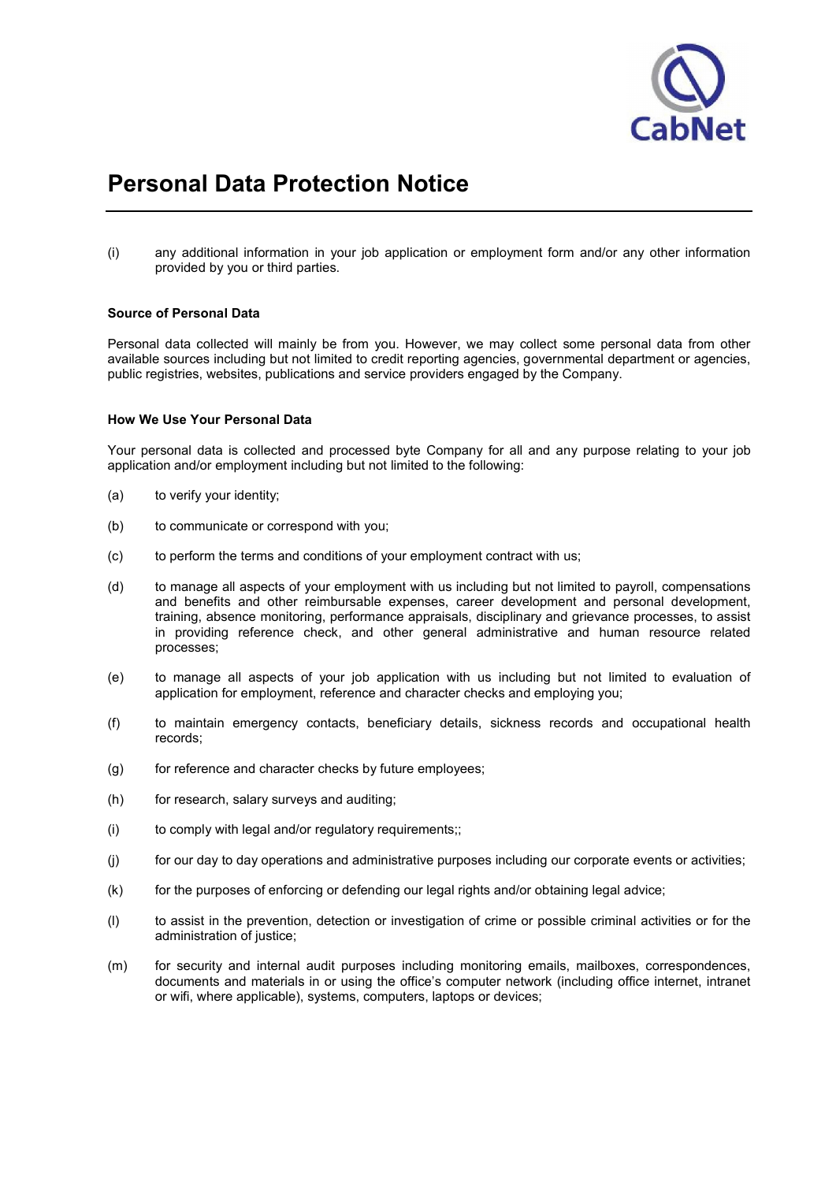# Personal Data Protection Notice

(i) any additional information in your job application or employment form and/or any other information provided by you or third parties.

**Source of Personal Data**

Personal data collected will mainly be from you. However, we may collect some personal data from other available sources including but not limited to credit reporting agencies, governmental department or agencies, public registries, websites, publications and service providers engaged by the Company.

**How We Use Your Personal Data**

Your personal data is collected and processed byte Company for all and any purpose relating to your job application and/or employment including but not limited to the following:

(a) to verify your identity;

(b) to communicate or correspond with you;

(c) to perform the terms and conditions of your employment contract with us;

(d) to manage all aspects of your employment with us including but not limited to payroll, compensations and benefits and other reimbursable expenses, career development and personal development, training, absence monitoring, performance appraisals, disciplinary and grievance processes, to assist in providing reference check, and other general administrative and human resource related processes;

(e) to manage all aspects of your job application with us including but not limited to evaluation of application for employment, reference and character checks and employing you;

(f) to maintain emergency contacts, beneficiary details, sickness records and occupational health records;

(g) for reference and character checks by future employees;

(h) for research, salary surveys and auditing;

(i) to comply with legal and/or regulatory requirements;;

(j) for our day to day operations and administrative purposes including our corporate events or activities;

(k) for the purposes of enforcing or defending our legal rights and/or obtaining legal advice;

(l) to assist in the prevention, detection or investigation of crime or possible criminal activities or for the administration of justice;

(m) for security and internal audit purposes including monitoring emails, mailboxes, correspondences, documents and materials in or using the office's computer network (including office internet, intranet or wifi, where applicable), systems, computers, laptops or devices;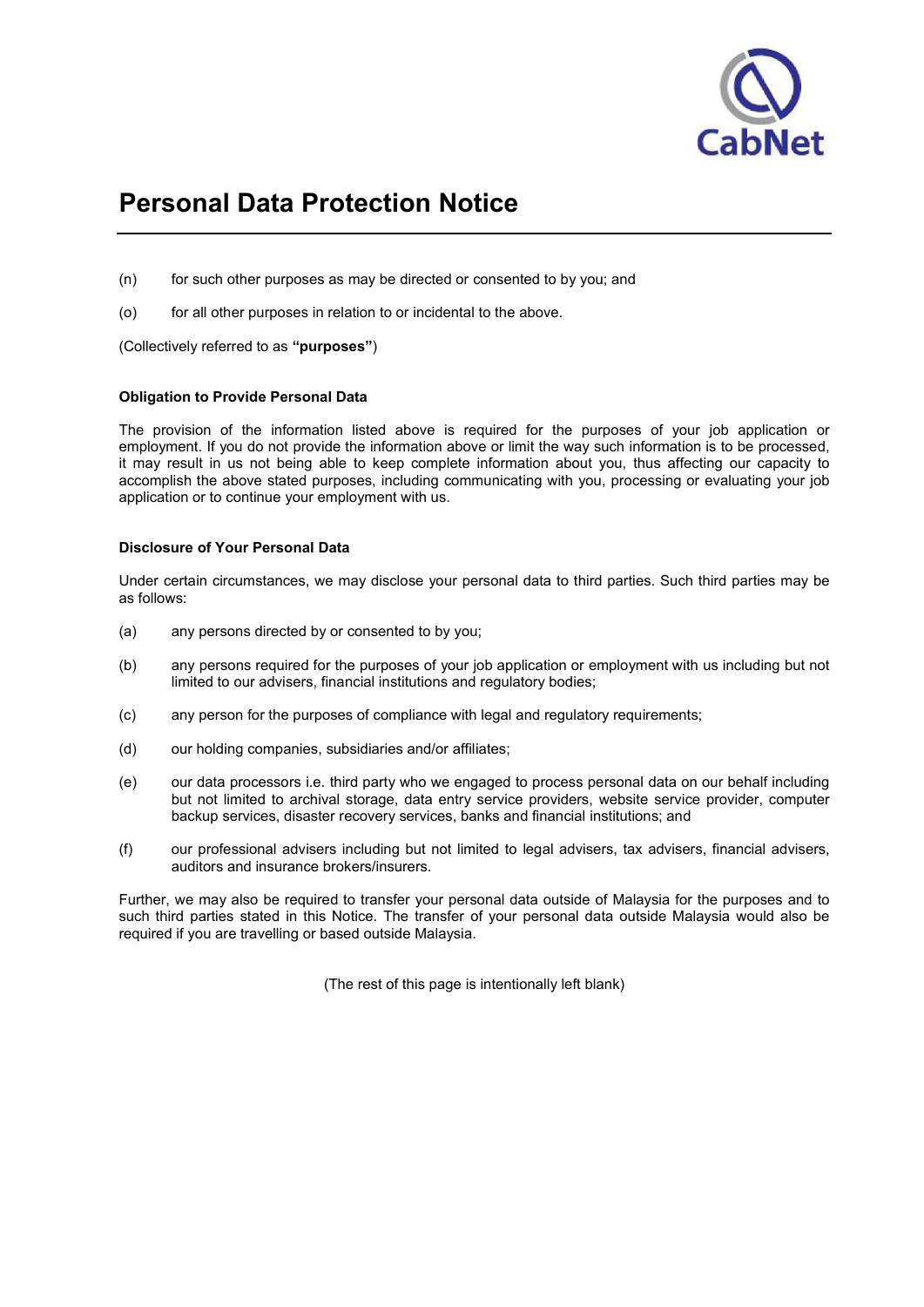# Personal Data Protection Notice

(n) for such other purposes as may be directed or consented to by you; and

(o) for all other purposes in relation to or incidental to the above.

(Collectively referred to as **"purposes"**)

**Obligation to Provide Personal Data**

The provision of the information listed above is required for the purposes of your job application or employment. If you do not provide the information above or limit the way such information is to be processed, it may result in us not being able to keep complete information about you, thus affecting our capacity to accomplish the above stated purposes, including communicating with you, processing or evaluating your job application or to continue your employment with us.

**Disclosure of Your Personal Data**

Under certain circumstances, we may disclose your personal data to third parties. Such third parties may be as follows:

(a) any persons directed by or consented to by you;

(b) any persons required for the purposes of your job application or employment with us including but not limited to our advisers, financial institutions and regulatory bodies;

(c) any person for the purposes of compliance with legal and regulatory requirements;

(d) our holding companies, subsidiaries and/or affiliates;

(e) our data processors i.e. third party who we engaged to process personal data on our behalf including but not limited to archival storage, data entry service providers, website service provider, computer backup services, disaster recovery services, banks and financial institutions; and

(f) our professional advisers including but not limited to legal advisers, tax advisers, financial advisers, auditors and insurance brokers/insurers.

Further, we may also be required to transfer your personal data outside of Malaysia for the purposes and to such third parties stated in this Notice. The transfer of your personal data outside Malaysia would also be required if you are travelling or based outside Malaysia.

(The rest of this page is intentionally left blank)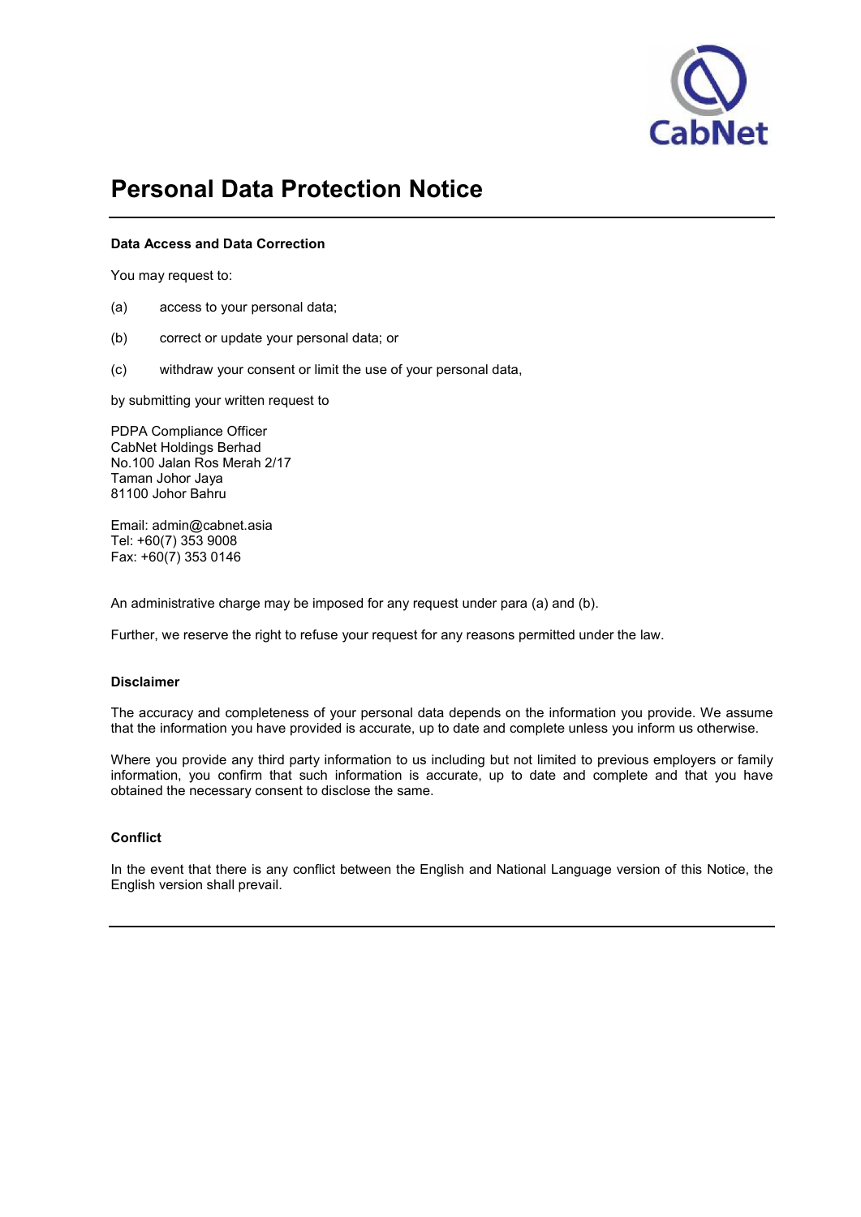# Personal Data Protection Notice

**Data Access and Data Correction**

You may request to:

(a) access to your personal data;

(b) correct or update your personal data; or

(c) withdraw your consent or limit the use of your personal data,

by submitting your written request to

PDPA Compliance Officer
CabNet Holdings Berhad
No.100 Jalan Ros Merah 2/17
Taman Johor Jaya
81100 Johor Bahru

Email: admin@cabnet.asia
Tel: +60(7) 353 9008
Fax: +60(7) 353 0146

An administrative charge may be imposed for any request under para (a) and (b).

Further, we reserve the right to refuse your request for any reasons permitted under the law.

**Disclaimer**

The accuracy and completeness of your personal data depends on the information you provide. We assume that the information you have provided is accurate, up to date and complete unless you inform us otherwise.

Where you provide any third party information to us including but not limited to previous employers or family information, you confirm that such information is accurate, up to date and complete and that you have obtained the necessary consent to disclose the same.

**Conflict**

In the event that there is any conflict between the English and National Language version of this Notice, the English version shall prevail.